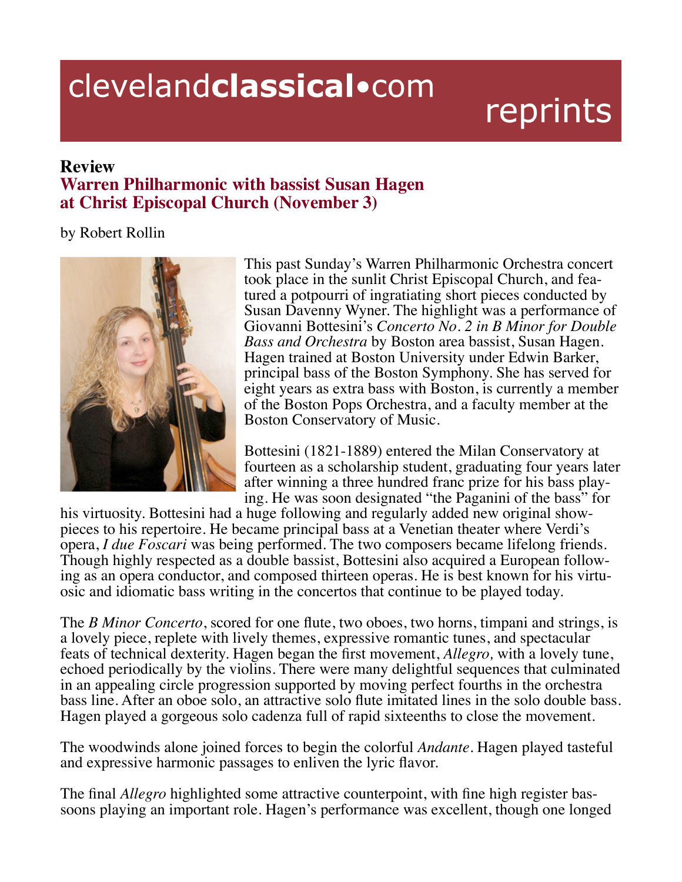# clevelandclassical•com reprints

**Review**

## Warren Philharmonic with bassist Susan Hagen at Christ Episcopal Church (November 3)

by Robert Rollin

This past Sunday's Warren Philharmonic Orchestra concert took place in the sunlit Christ Episcopal Church, and featured a potpourri of ingratiating short pieces conducted by Susan Davenny Wyner. The highlight was a performance of Giovanni Bottesini's *Concerto No. 2 in B Minor for Double Bass and Orchestra* by Boston area bassist, Susan Hagen. Hagen trained at Boston University under Edwin Barker, principal bass of the Boston Symphony. She has served for eight years as extra bass with Boston, is currently a member of the Boston Pops Orchestra, and a faculty member at the Boston Conservatory of Music.

Bottesini (1821-1889) entered the Milan Conservatory at fourteen as a scholarship student, graduating four years later after winning a three hundred franc prize for his bass playing. He was soon designated "the Paganini of the bass" for his virtuosity. Bottesini had a huge following and regularly added new original showpieces to his repertoire. He became principal bass at a Venetian theater where Verdi's opera, *I due Foscari* was being performed. The two composers became lifelong friends. Though highly respected as a double bassist, Bottesini also acquired a European following as an opera conductor, and composed thirteen operas. He is best known for his virtuosic and idiomatic bass writing in the concertos that continue to be played today.

The *B Minor Concerto*, scored for one flute, two oboes, two horns, timpani and strings, is a lovely piece, replete with lively themes, expressive romantic tunes, and spectacular feats of technical dexterity. Hagen began the first movement, *Allegro,* with a lovely tune, echoed periodically by the violins. There were many delightful sequences that culminated in an appealing circle progression supported by moving perfect fourths in the orchestra bass line. After an oboe solo, an attractive solo flute imitated lines in the solo double bass. Hagen played a gorgeous solo cadenza full of rapid sixteenths to close the movement.

The woodwinds alone joined forces to begin the colorful *Andante*. Hagen played tasteful and expressive harmonic passages to enliven the lyric flavor.

The final *Allegro* highlighted some attractive counterpoint, with fine high register bassoons playing an important role. Hagen's performance was excellent, though one longed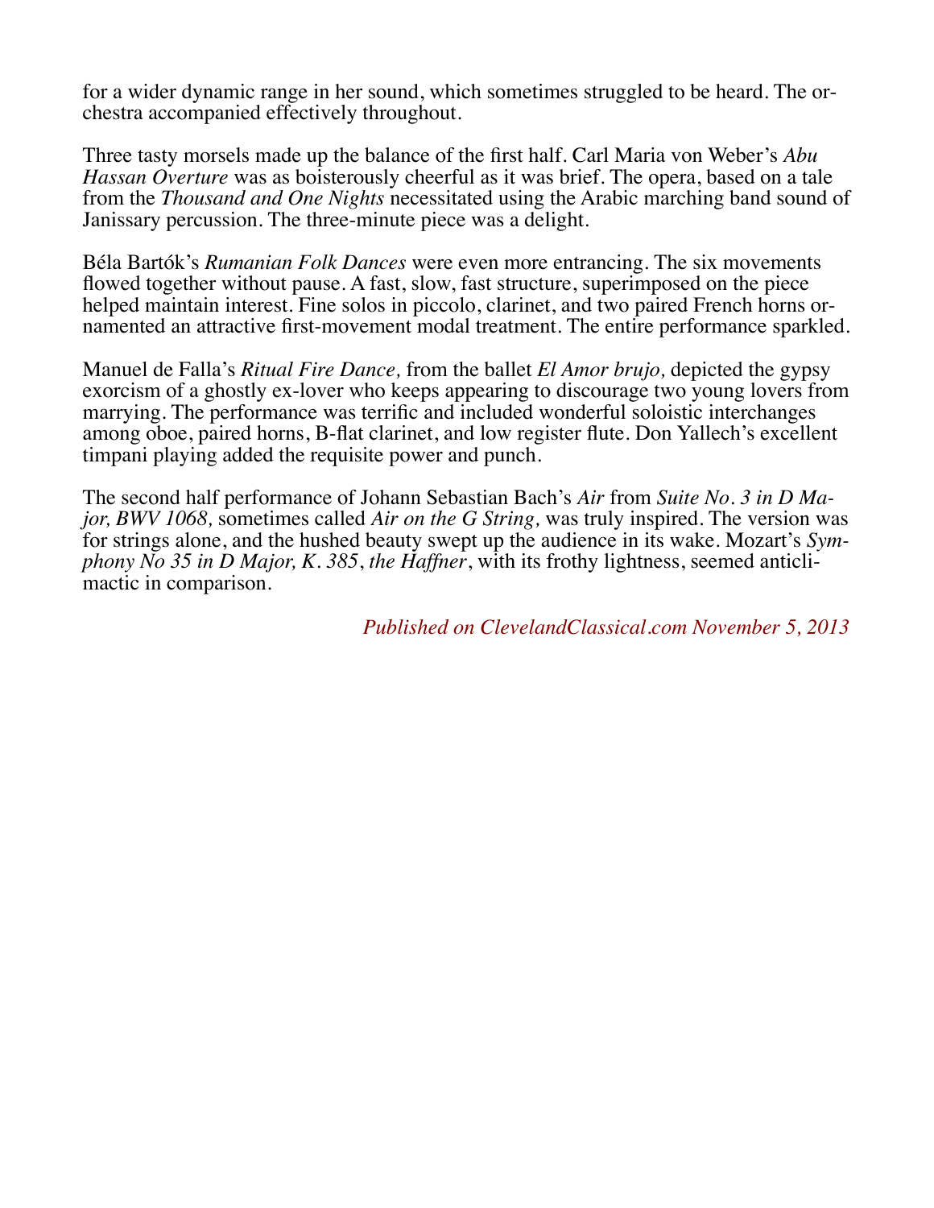for a wider dynamic range in her sound, which sometimes struggled to be heard. The orchestra accompanied effectively throughout.

Three tasty morsels made up the balance of the first half. Carl Maria von Weber's *Abu Hassan Overture* was as boisterously cheerful as it was brief. The opera, based on a tale from the *Thousand and One Nights* necessitated using the Arabic marching band sound of Janissary percussion. The three-minute piece was a delight.

Béla Bartók's *Rumanian Folk Dances* were even more entrancing. The six movements flowed together without pause. A fast, slow, fast structure, superimposed on the piece helped maintain interest. Fine solos in piccolo, clarinet, and two paired French horns ornamented an attractive first-movement modal treatment. The entire performance sparkled.

Manuel de Falla's *Ritual Fire Dance,* from the ballet *El Amor brujo,* depicted the gypsy exorcism of a ghostly ex-lover who keeps appearing to discourage two young lovers from marrying. The performance was terrific and included wonderful soloistic interchanges among oboe, paired horns, B-flat clarinet, and low register flute. Don Yallech's excellent timpani playing added the requisite power and punch.

The second half performance of Johann Sebastian Bach's *Air* from *Suite No. 3 in D Major, BWV 1068,* sometimes called *Air on the G String,* was truly inspired. The version was for strings alone, and the hushed beauty swept up the audience in its wake. Mozart's *Symphony No 35 in D Major, K. 385*, *the Haffner*, with its frothy lightness, seemed anticlimactic in comparison.

*Published on ClevelandClassical.com November 5, 2013*